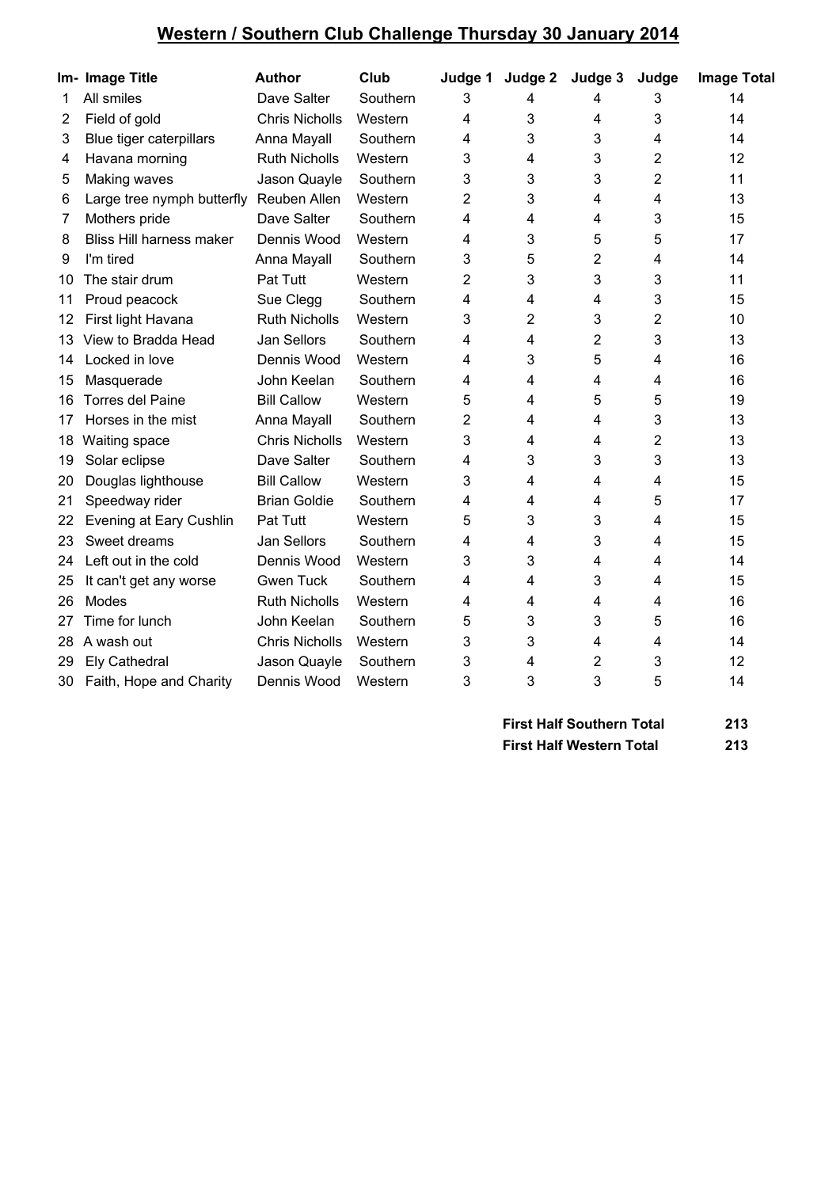# Western / Southern Club Challenge Thursday 30 January 2014

| Im- | Image Title | Author | Club | Judge 1 | Judge 2 | Judge 3 | Judge | Image Total |
|---|---|---|---|---|---|---|---|---|
| 1 | All smiles | Dave Salter | Southern | 3 | 4 | 4 | 3 | 14 |
| 2 | Field of gold | Chris Nicholls | Western | 4 | 3 | 4 | 3 | 14 |
| 3 | Blue tiger caterpillars | Anna Mayall | Southern | 4 | 3 | 3 | 4 | 14 |
| 4 | Havana morning | Ruth Nicholls | Western | 3 | 4 | 3 | 2 | 12 |
| 5 | Making waves | Jason Quayle | Southern | 3 | 3 | 3 | 2 | 11 |
| 6 | Large tree nymph butterfly | Reuben Allen | Western | 2 | 3 | 4 | 4 | 13 |
| 7 | Mothers pride | Dave Salter | Southern | 4 | 4 | 4 | 3 | 15 |
| 8 | Bliss Hill harness maker | Dennis Wood | Western | 4 | 3 | 5 | 5 | 17 |
| 9 | I'm tired | Anna Mayall | Southern | 3 | 5 | 2 | 4 | 14 |
| 10 | The stair drum | Pat Tutt | Western | 2 | 3 | 3 | 3 | 11 |
| 11 | Proud peacock | Sue Clegg | Southern | 4 | 4 | 4 | 3 | 15 |
| 12 | First light Havana | Ruth Nicholls | Western | 3 | 2 | 3 | 2 | 10 |
| 13 | View to Bradda Head | Jan Sellors | Southern | 4 | 4 | 2 | 3 | 13 |
| 14 | Locked in love | Dennis Wood | Western | 4 | 3 | 5 | 4 | 16 |
| 15 | Masquerade | John Keelan | Southern | 4 | 4 | 4 | 4 | 16 |
| 16 | Torres del Paine | Bill Callow | Western | 5 | 4 | 5 | 5 | 19 |
| 17 | Horses in the mist | Anna Mayall | Southern | 2 | 4 | 4 | 3 | 13 |
| 18 | Waiting space | Chris Nicholls | Western | 3 | 4 | 4 | 2 | 13 |
| 19 | Solar eclipse | Dave Salter | Southern | 4 | 3 | 3 | 3 | 13 |
| 20 | Douglas lighthouse | Bill Callow | Western | 3 | 4 | 4 | 4 | 15 |
| 21 | Speedway rider | Brian Goldie | Southern | 4 | 4 | 4 | 5 | 17 |
| 22 | Evening at Eary Cushlin | Pat Tutt | Western | 5 | 3 | 3 | 4 | 15 |
| 23 | Sweet dreams | Jan Sellors | Southern | 4 | 4 | 3 | 4 | 15 |
| 24 | Left out in the cold | Dennis Wood | Western | 3 | 3 | 4 | 4 | 14 |
| 25 | It can't get any worse | Gwen Tuck | Southern | 4 | 4 | 3 | 4 | 15 |
| 26 | Modes | Ruth Nicholls | Western | 4 | 4 | 4 | 4 | 16 |
| 27 | Time for lunch | John Keelan | Southern | 5 | 3 | 3 | 5 | 16 |
| 28 | A wash out | Chris Nicholls | Western | 3 | 3 | 4 | 4 | 14 |
| 29 | Ely Cathedral | Jason Quayle | Southern | 3 | 4 | 2 | 3 | 12 |
| 30 | Faith, Hope and Charity | Dennis Wood | Western | 3 | 3 | 3 | 5 | 14 |

| | |
|---|---|
| **First Half Southern Total** | **213** |
| **First Half Western Total** | **213** |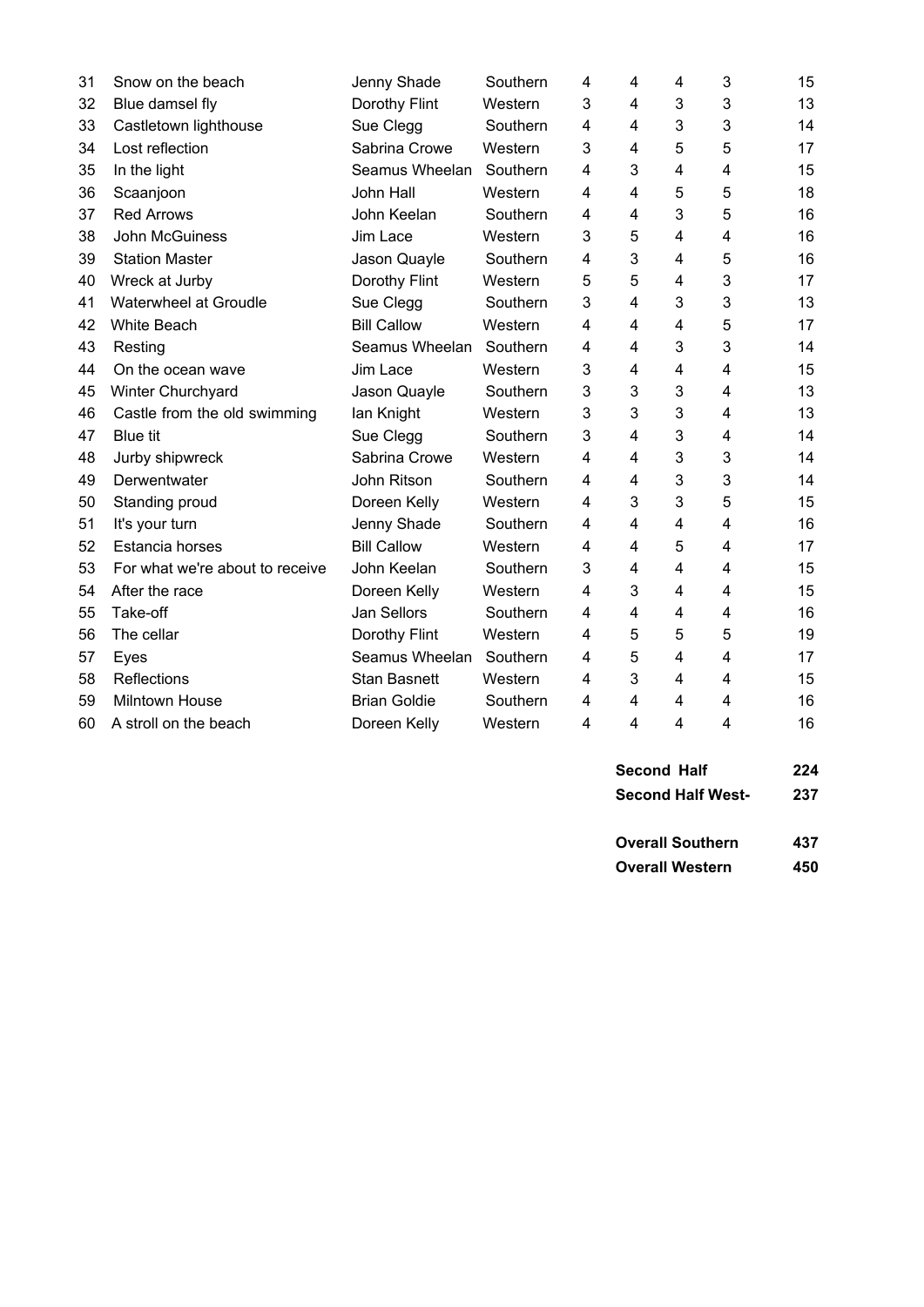| | | | | | | | | |
|---|---|---|---|---|---|---|---|---|
| 31 | Snow on the beach | Jenny Shade | Southern | 4 | 4 | 4 | 3 | 15 |
| 32 | Blue damsel fly | Dorothy Flint | Western | 3 | 4 | 3 | 3 | 13 |
| 33 | Castletown lighthouse | Sue Clegg | Southern | 4 | 4 | 3 | 3 | 14 |
| 34 | Lost reflection | Sabrina Crowe | Western | 3 | 4 | 5 | 5 | 17 |
| 35 | In the light | Seamus Wheelan | Southern | 4 | 3 | 4 | 4 | 15 |
| 36 | Scaanjoon | John Hall | Western | 4 | 4 | 5 | 5 | 18 |
| 37 | Red Arrows | John Keelan | Southern | 4 | 4 | 3 | 5 | 16 |
| 38 | John McGuiness | Jim Lace | Western | 3 | 5 | 4 | 4 | 16 |
| 39 | Station Master | Jason Quayle | Southern | 4 | 3 | 4 | 5 | 16 |
| 40 | Wreck at Jurby | Dorothy Flint | Western | 5 | 5 | 4 | 3 | 17 |
| 41 | Waterwheel at Groudle | Sue Clegg | Southern | 3 | 4 | 3 | 3 | 13 |
| 42 | White Beach | Bill Callow | Western | 4 | 4 | 4 | 5 | 17 |
| 43 | Resting | Seamus Wheelan | Southern | 4 | 4 | 3 | 3 | 14 |
| 44 | On the ocean wave | Jim Lace | Western | 3 | 4 | 4 | 4 | 15 |
| 45 | Winter Churchyard | Jason Quayle | Southern | 3 | 3 | 3 | 4 | 13 |
| 46 | Castle from the old swimming | Ian Knight | Western | 3 | 3 | 3 | 4 | 13 |
| 47 | Blue tit | Sue Clegg | Southern | 3 | 4 | 3 | 4 | 14 |
| 48 | Jurby shipwreck | Sabrina Crowe | Western | 4 | 4 | 3 | 3 | 14 |
| 49 | Derwentwater | John Ritson | Southern | 4 | 4 | 3 | 3 | 14 |
| 50 | Standing proud | Doreen Kelly | Western | 4 | 3 | 3 | 5 | 15 |
| 51 | It's your turn | Jenny Shade | Southern | 4 | 4 | 4 | 4 | 16 |
| 52 | Estancia horses | Bill Callow | Western | 4 | 4 | 5 | 4 | 17 |
| 53 | For what we're about to receive | John Keelan | Southern | 3 | 4 | 4 | 4 | 15 |
| 54 | After the race | Doreen Kelly | Western | 4 | 3 | 4 | 4 | 15 |
| 55 | Take-off | Jan Sellors | Southern | 4 | 4 | 4 | 4 | 16 |
| 56 | The cellar | Dorothy Flint | Western | 4 | 5 | 5 | 5 | 19 |
| 57 | Eyes | Seamus Wheelan | Southern | 4 | 5 | 4 | 4 | 17 |
| 58 | Reflections | Stan Basnett | Western | 4 | 3 | 4 | 4 | 15 |
| 59 | Milntown House | Brian Goldie | Southern | 4 | 4 | 4 | 4 | 16 |
| 60 | A stroll on the beach | Doreen Kelly | Western | 4 | 4 | 4 | 4 | 16 |

| | |
|---|---|
| **Second Half** | **224** |
| **Second Half West-** | **237** |
| **Overall Southern** | **437** |
| **Overall Western** | **450** |